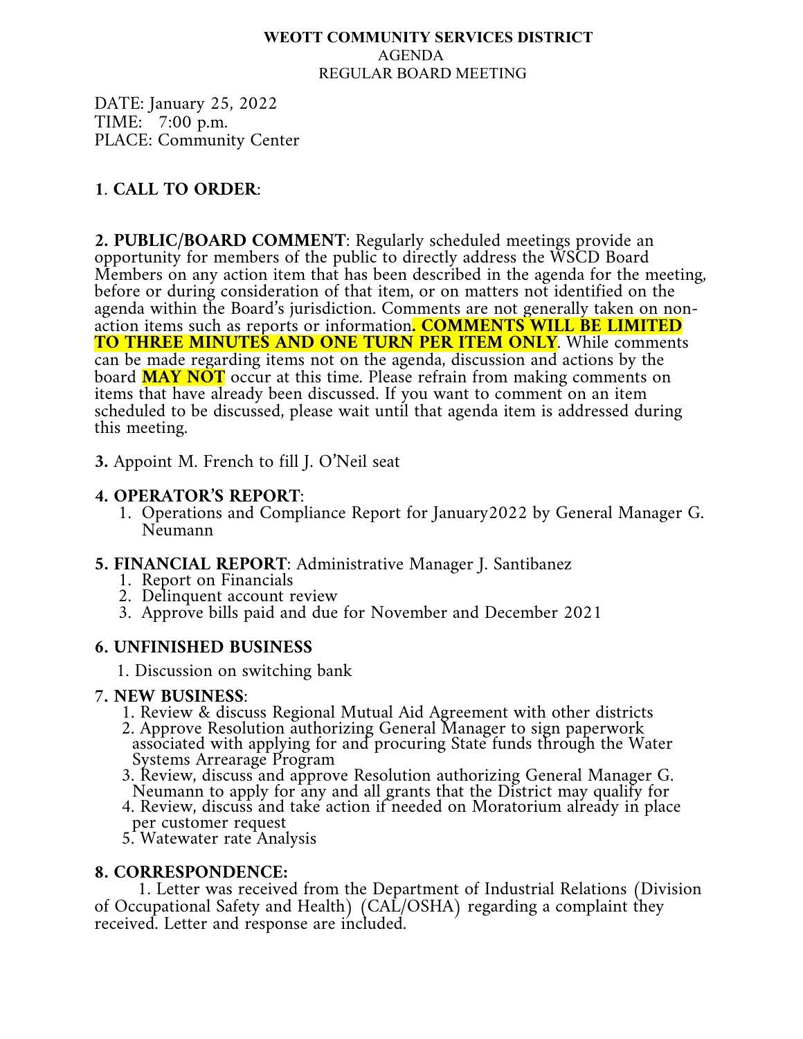**WEOTT COMMUNITY SERVICES DISTRICT**
AGENDA
REGULAR BOARD MEETING

DATE: January 25, 2022
TIME: 7:00 p.m.
PLACE: Community Center

**1. CALL TO ORDER**:

**2. PUBLIC/BOARD COMMENT**: Regularly scheduled meetings provide an opportunity for members of the public to directly address the WSCD Board Members on any action item that has been described in the agenda for the meeting, before or during consideration of that item, or on matters not identified on the agenda within the Board's jurisdiction. Comments are not generally taken on non-action items such as reports or information**. COMMENTS WILL BE LIMITED TO THREE MINUTES AND ONE TURN PER ITEM ONLY**. While comments can be made regarding items not on the agenda, discussion and actions by the board **MAY NOT** occur at this time. Please refrain from making comments on items that have already been discussed. If you want to comment on an item scheduled to be discussed, please wait until that agenda item is addressed during this meeting.

**3.** Appoint M. French to fill J. O'Neil seat

**4. OPERATOR'S REPORT**:

1. Operations and Compliance Report for January2022 by General Manager G. Neumann

**5. FINANCIAL REPORT**: Administrative Manager J. Santibanez

1. Report on Financials
2. Delinquent account review
3. Approve bills paid and due for November and December 2021

**6. UNFINISHED BUSINESS**

1. Discussion on switching bank

**7. NEW BUSINESS**:

1. Review & discuss Regional Mutual Aid Agreement with other districts
2. Approve Resolution authorizing General Manager to sign paperwork associated with applying for and procuring State funds through the Water Systems Arrearage Program
3. Review, discuss and approve Resolution authorizing General Manager G. Neumann to apply for any and all grants that the District may qualify for
4. Review, discuss and take action if needed on Moratorium already in place per customer request
5. Watewater rate Analysis

**8. CORRESPONDENCE:**

1. Letter was received from the Department of Industrial Relations (Division of Occupational Safety and Health) (CAL/OSHA) regarding a complaint they received. Letter and response are included.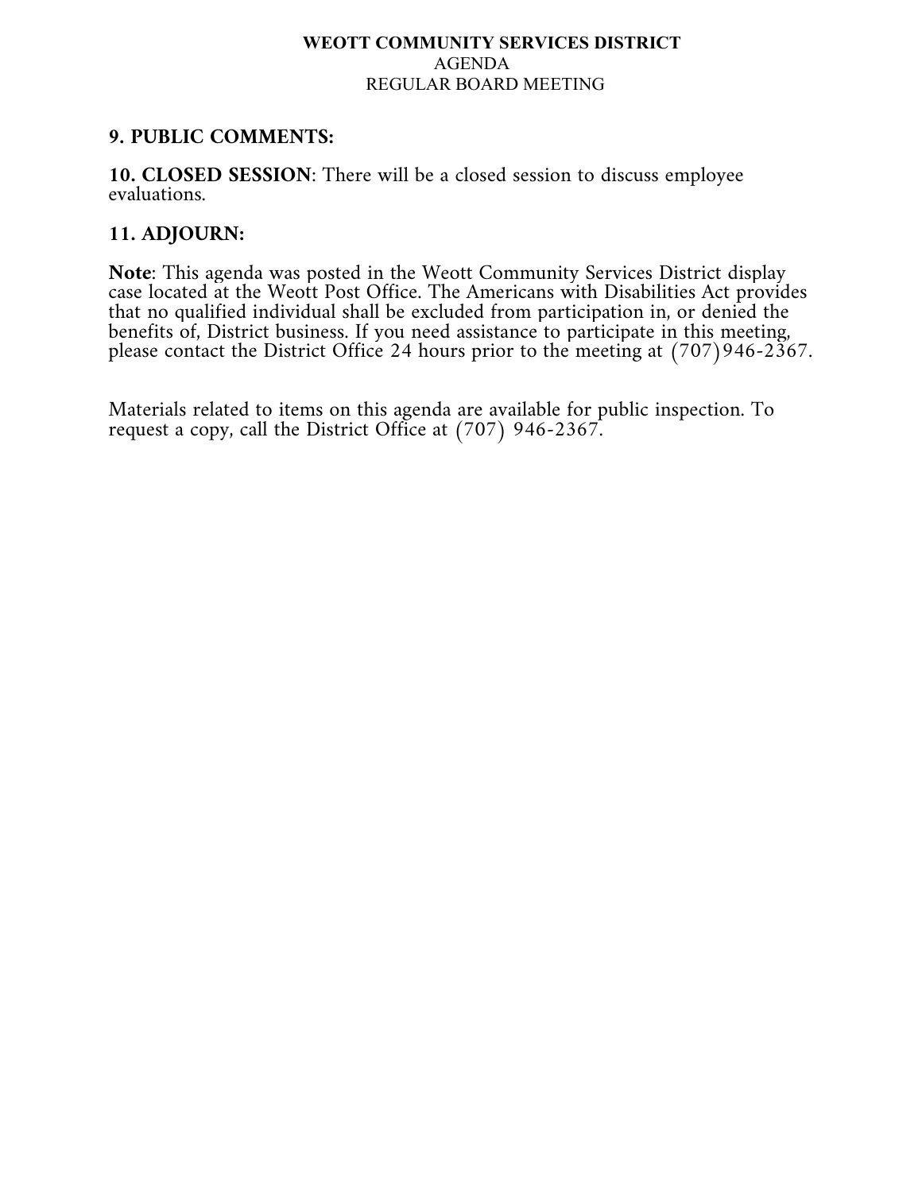**9. PUBLIC COMMENTS:**

**10. CLOSED SESSION**: There will be a closed session to discuss employee evaluations.

**11. ADJOURN:**

**Note**: This agenda was posted in the Weott Community Services District display case located at the Weott Post Office. The Americans with Disabilities Act provides that no qualified individual shall be excluded from participation in, or denied the benefits of, District business. If you need assistance to participate in this meeting, please contact the District Office 24 hours prior to the meeting at (707)946-2367.

Materials related to items on this agenda are available for public inspection. To request a copy, call the District Office at (707) 946-2367.